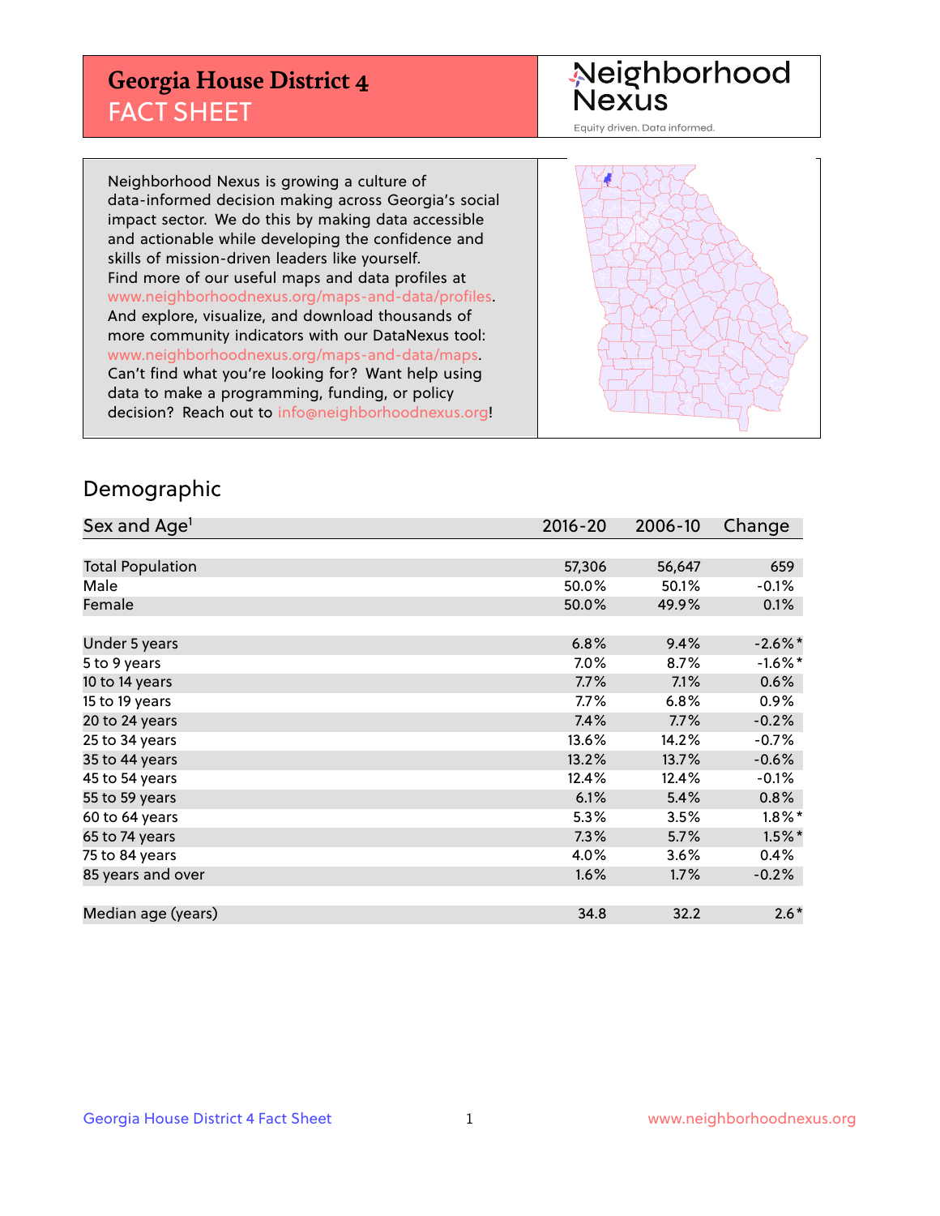# Georgia House District 4
## FACT SHEET

Neighborhood Nexus

Equity driven. Data informed.

Neighborhood Nexus is growing a culture of data-informed decision making across Georgia's social impact sector. We do this by making data accessible and actionable while developing the confidence and skills of mission-driven leaders like yourself. Find more of our useful maps and data profiles at www.neighborhoodnexus.org/maps-and-data/profiles. And explore, visualize, and download thousands of more community indicators with our DataNexus tool: www.neighborhoodnexus.org/maps-and-data/maps. Can't find what you're looking for? Want help using data to make a programming, funding, or policy decision? Reach out to info@neighborhoodnexus.org!

## Demographic

| Sex and Age[1] | 2016-20 | 2006-10 | Change |
|---|---|---|---|
| Total Population | 57,306 | 56,647 | 659 |
| Male | 50.0% | 50.1% | -0.1% |
| Female | 50.0% | 49.9% | 0.1% |
| | | | |
| Under 5 years | 6.8% | 9.4% | -2.6%* |
| 5 to 9 years | 7.0% | 8.7% | -1.6%* |
| 10 to 14 years | 7.7% | 7.1% | 0.6% |
| 15 to 19 years | 7.7% | 6.8% | 0.9% |
| 20 to 24 years | 7.4% | 7.7% | -0.2% |
| 25 to 34 years | 13.6% | 14.2% | -0.7% |
| 35 to 44 years | 13.2% | 13.7% | -0.6% |
| 45 to 54 years | 12.4% | 12.4% | -0.1% |
| 55 to 59 years | 6.1% | 5.4% | 0.8% |
| 60 to 64 years | 5.3% | 3.5% | 1.8%* |
| 65 to 74 years | 7.3% | 5.7% | 1.5%* |
| 75 to 84 years | 4.0% | 3.6% | 0.4% |
| 85 years and over | 1.6% | 1.7% | -0.2% |
| | | | |
| Median age (years) | 34.8 | 32.2 | 2.6* |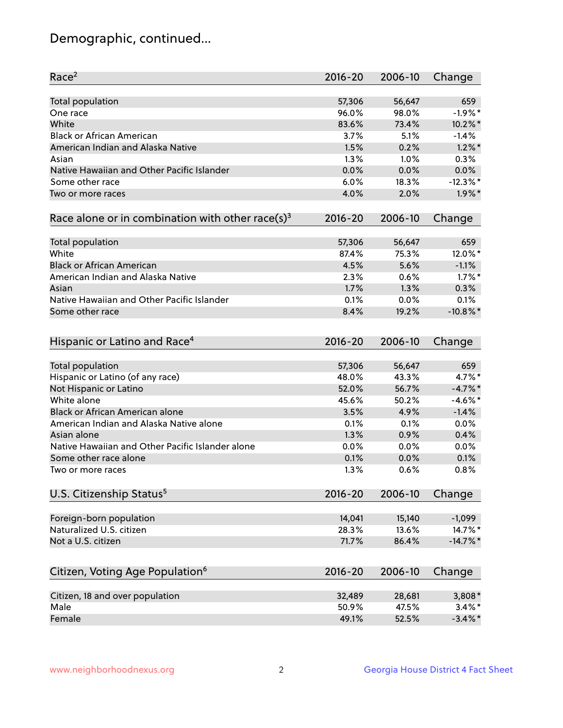## Demographic, continued...

| Race[2] | 2016-20 | 2006-10 | Change |
|---|---|---|---|
| Total population | 57,306 | 56,647 | 659 |
| One race | 96.0% | 98.0% | -1.9%* |
| White | 83.6% | 73.4% | 10.2%* |
| Black or African American | 3.7% | 5.1% | -1.4% |
| American Indian and Alaska Native | 1.5% | 0.2% | 1.2%* |
| Asian | 1.3% | 1.0% | 0.3% |
| Native Hawaiian and Other Pacific Islander | 0.0% | 0.0% | 0.0% |
| Some other race | 6.0% | 18.3% | -12.3%* |
| Two or more races | 4.0% | 2.0% | 1.9%* |

| Race alone or in combination with other race(s)[3] | 2016-20 | 2006-10 | Change |
|---|---|---|---|
| Total population | 57,306 | 56,647 | 659 |
| White | 87.4% | 75.3% | 12.0%* |
| Black or African American | 4.5% | 5.6% | -1.1% |
| American Indian and Alaska Native | 2.3% | 0.6% | 1.7%* |
| Asian | 1.7% | 1.3% | 0.3% |
| Native Hawaiian and Other Pacific Islander | 0.1% | 0.0% | 0.1% |
| Some other race | 8.4% | 19.2% | -10.8%* |

| Hispanic or Latino and Race[4] | 2016-20 | 2006-10 | Change |
|---|---|---|---|
| Total population | 57,306 | 56,647 | 659 |
| Hispanic or Latino (of any race) | 48.0% | 43.3% | 4.7%* |
| Not Hispanic or Latino | 52.0% | 56.7% | -4.7%* |
| White alone | 45.6% | 50.2% | -4.6%* |
| Black or African American alone | 3.5% | 4.9% | -1.4% |
| American Indian and Alaska Native alone | 0.1% | 0.1% | 0.0% |
| Asian alone | 1.3% | 0.9% | 0.4% |
| Native Hawaiian and Other Pacific Islander alone | 0.0% | 0.0% | 0.0% |
| Some other race alone | 0.1% | 0.0% | 0.1% |
| Two or more races | 1.3% | 0.6% | 0.8% |

| U.S. Citizenship Status[5] | 2016-20 | 2006-10 | Change |
|---|---|---|---|
| Foreign-born population | 14,041 | 15,140 | -1,099 |
| Naturalized U.S. citizen | 28.3% | 13.6% | 14.7%* |
| Not a U.S. citizen | 71.7% | 86.4% | -14.7%* |

| Citizen, Voting Age Population[6] | 2016-20 | 2006-10 | Change |
|---|---|---|---|
| Citizen, 18 and over population | 32,489 | 28,681 | 3,808* |
| Male | 50.9% | 47.5% | 3.4%* |
| Female | 49.1% | 52.5% | -3.4%* |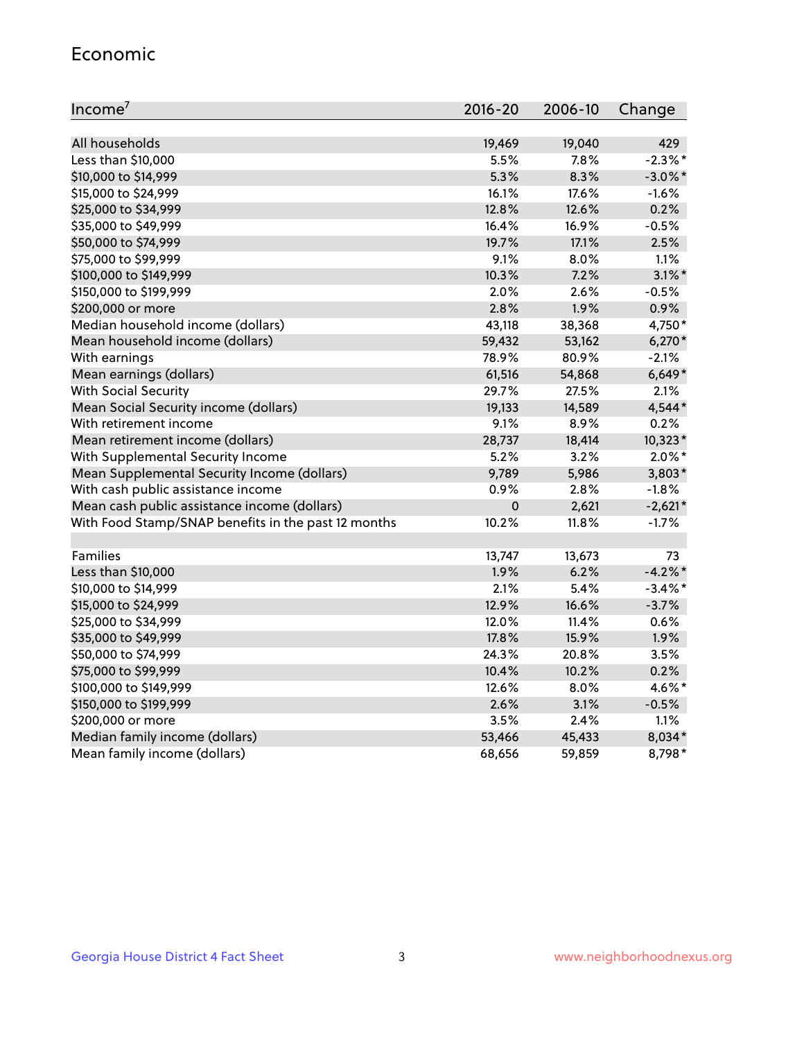## Economic

| Income[7] | 2016-20 | 2006-10 | Change |
|---|---|---|---|
| All households | 19,469 | 19,040 | 429 |
| Less than $10,000 | 5.5% | 7.8% | -2.3%* |
| $10,000 to $14,999 | 5.3% | 8.3% | -3.0%* |
| $15,000 to $24,999 | 16.1% | 17.6% | -1.6% |
| $25,000 to $34,999 | 12.8% | 12.6% | 0.2% |
| $35,000 to $49,999 | 16.4% | 16.9% | -0.5% |
| $50,000 to $74,999 | 19.7% | 17.1% | 2.5% |
| $75,000 to $99,999 | 9.1% | 8.0% | 1.1% |
| $100,000 to $149,999 | 10.3% | 7.2% | 3.1%* |
| $150,000 to $199,999 | 2.0% | 2.6% | -0.5% |
| $200,000 or more | 2.8% | 1.9% | 0.9% |
| Median household income (dollars) | 43,118 | 38,368 | 4,750* |
| Mean household income (dollars) | 59,432 | 53,162 | 6,270* |
| With earnings | 78.9% | 80.9% | -2.1% |
| Mean earnings (dollars) | 61,516 | 54,868 | 6,649* |
| With Social Security | 29.7% | 27.5% | 2.1% |
| Mean Social Security income (dollars) | 19,133 | 14,589 | 4,544* |
| With retirement income | 9.1% | 8.9% | 0.2% |
| Mean retirement income (dollars) | 28,737 | 18,414 | 10,323* |
| With Supplemental Security Income | 5.2% | 3.2% | 2.0%* |
| Mean Supplemental Security Income (dollars) | 9,789 | 5,986 | 3,803* |
| With cash public assistance income | 0.9% | 2.8% | -1.8% |
| Mean cash public assistance income (dollars) | 0 | 2,621 | -2,621* |
| With Food Stamp/SNAP benefits in the past 12 months | 10.2% | 11.8% | -1.7% |
| | | | |
| Families | 13,747 | 13,673 | 73 |
| Less than $10,000 | 1.9% | 6.2% | -4.2%* |
| $10,000 to $14,999 | 2.1% | 5.4% | -3.4%* |
| $15,000 to $24,999 | 12.9% | 16.6% | -3.7% |
| $25,000 to $34,999 | 12.0% | 11.4% | 0.6% |
| $35,000 to $49,999 | 17.8% | 15.9% | 1.9% |
| $50,000 to $74,999 | 24.3% | 20.8% | 3.5% |
| $75,000 to $99,999 | 10.4% | 10.2% | 0.2% |
| $100,000 to $149,999 | 12.6% | 8.0% | 4.6%* |
| $150,000 to $199,999 | 2.6% | 3.1% | -0.5% |
| $200,000 or more | 3.5% | 2.4% | 1.1% |
| Median family income (dollars) | 53,466 | 45,433 | 8,034* |
| Mean family income (dollars) | 68,656 | 59,859 | 8,798* |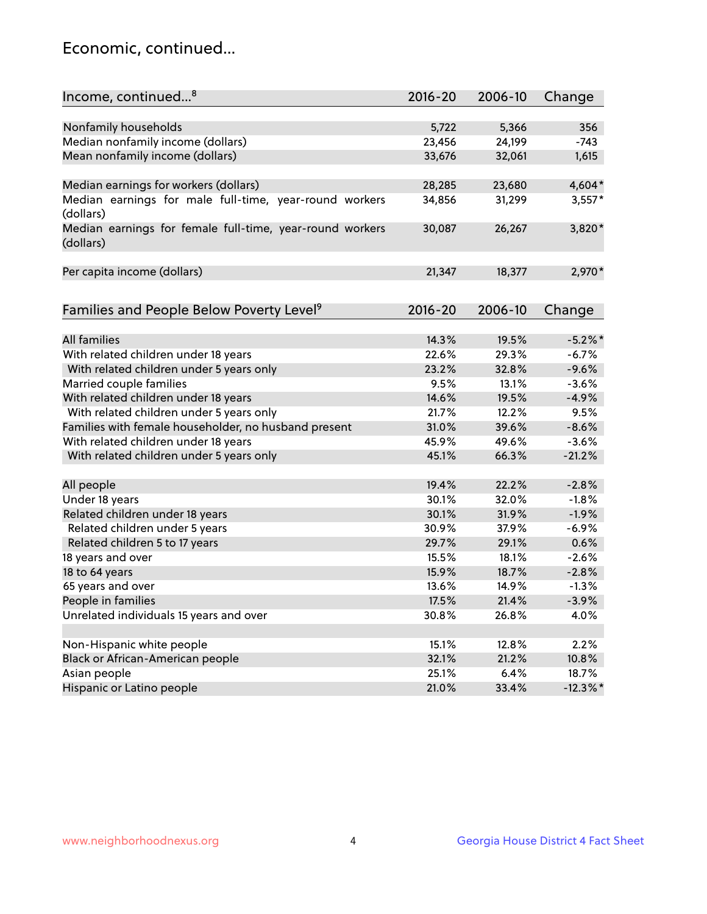## Economic, continued...

| Income, continued...[8] | 2016-20 | 2006-10 | Change |
|---|---|---|---|
| Nonfamily households | 5,722 | 5,366 | 356 |
| Median nonfamily income (dollars) | 23,456 | 24,199 | -743 |
| Mean nonfamily income (dollars) | 33,676 | 32,061 | 1,615 |
| Median earnings for workers (dollars) | 28,285 | 23,680 | 4,604* |
| Median earnings for male full-time, year-round workers (dollars) | 34,856 | 31,299 | 3,557* |
| Median earnings for female full-time, year-round workers (dollars) | 30,087 | 26,267 | 3,820* |
| Per capita income (dollars) | 21,347 | 18,377 | 2,970* |

| Families and People Below Poverty Level[9] | 2016-20 | 2006-10 | Change |
|---|---|---|---|
| All families | 14.3% | 19.5% | -5.2%* |
| With related children under 18 years | 22.6% | 29.3% | -6.7% |
| With related children under 5 years only | 23.2% | 32.8% | -9.6% |
| Married couple families | 9.5% | 13.1% | -3.6% |
| With related children under 18 years | 14.6% | 19.5% | -4.9% |
| With related children under 5 years only | 21.7% | 12.2% | 9.5% |
| Families with female householder, no husband present | 31.0% | 39.6% | -8.6% |
| With related children under 18 years | 45.9% | 49.6% | -3.6% |
| With related children under 5 years only | 45.1% | 66.3% | -21.2% |
| All people | 19.4% | 22.2% | -2.8% |
| Under 18 years | 30.1% | 32.0% | -1.8% |
| Related children under 18 years | 30.1% | 31.9% | -1.9% |
| Related children under 5 years | 30.9% | 37.9% | -6.9% |
| Related children 5 to 17 years | 29.7% | 29.1% | 0.6% |
| 18 years and over | 15.5% | 18.1% | -2.6% |
| 18 to 64 years | 15.9% | 18.7% | -2.8% |
| 65 years and over | 13.6% | 14.9% | -1.3% |
| People in families | 17.5% | 21.4% | -3.9% |
| Unrelated individuals 15 years and over | 30.8% | 26.8% | 4.0% |
| Non-Hispanic white people | 15.1% | 12.8% | 2.2% |
| Black or African-American people | 32.1% | 21.2% | 10.8% |
| Asian people | 25.1% | 6.4% | 18.7% |
| Hispanic or Latino people | 21.0% | 33.4% | -12.3%* |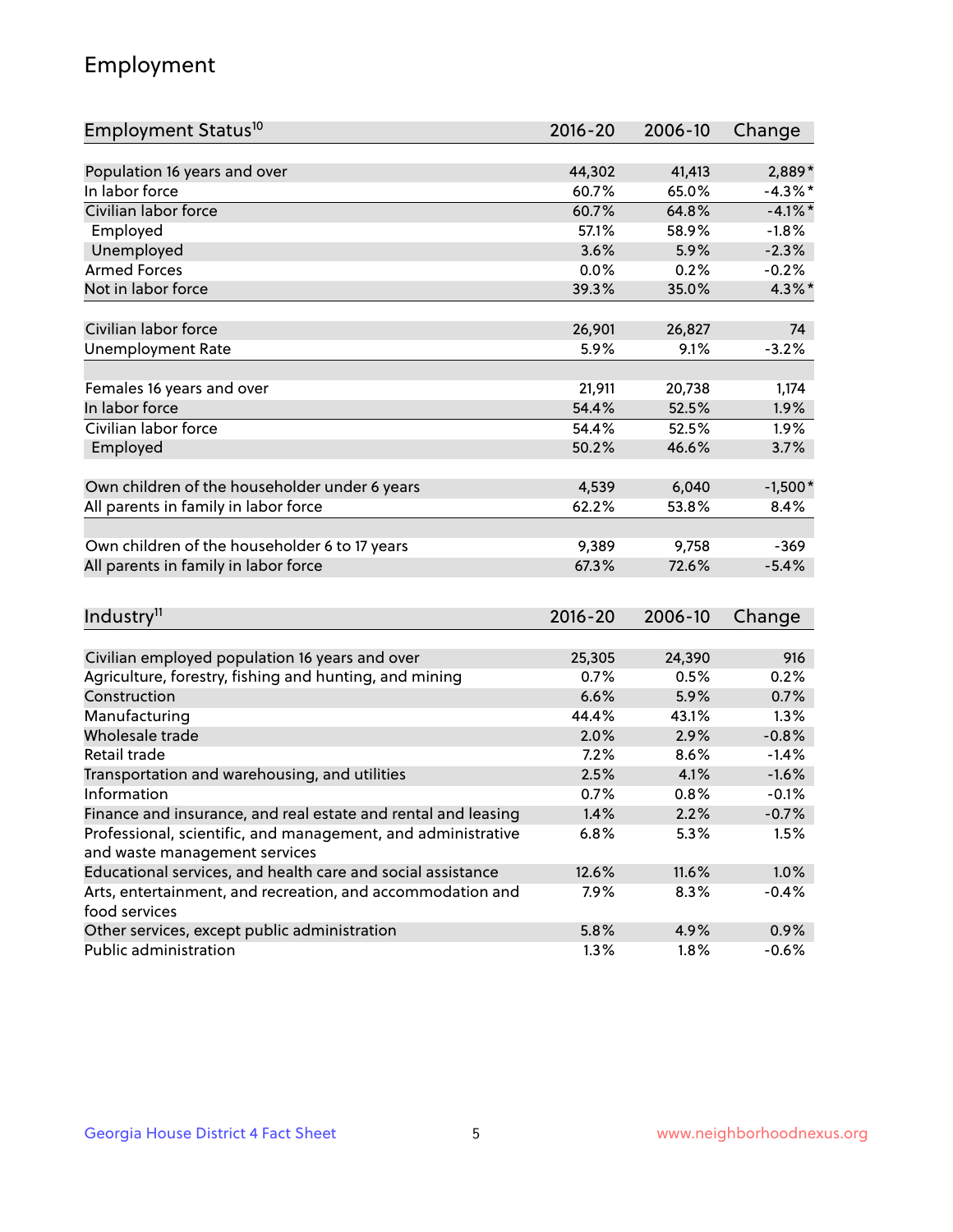# Employment

| Employment Status[10] | 2016-20 | 2006-10 | Change |
|---|---|---|---|
| Population 16 years and over | 44,302 | 41,413 | 2,889* |
| In labor force | 60.7% | 65.0% | -4.3%* |
| Civilian labor force | 60.7% | 64.8% | -4.1%* |
| Employed | 57.1% | 58.9% | -1.8% |
| Unemployed | 3.6% | 5.9% | -2.3% |
| Armed Forces | 0.0% | 0.2% | -0.2% |
| Not in labor force | 39.3% | 35.0% | 4.3%* |
| | | | |
| Civilian labor force | 26,901 | 26,827 | 74 |
| Unemployment Rate | 5.9% | 9.1% | -3.2% |
| | | | |
| Females 16 years and over | 21,911 | 20,738 | 1,174 |
| In labor force | 54.4% | 52.5% | 1.9% |
| Civilian labor force | 54.4% | 52.5% | 1.9% |
| Employed | 50.2% | 46.6% | 3.7% |
| | | | |
| Own children of the householder under 6 years | 4,539 | 6,040 | -1,500* |
| All parents in family in labor force | 62.2% | 53.8% | 8.4% |
| | | | |
| Own children of the householder 6 to 17 years | 9,389 | 9,758 | -369 |
| All parents in family in labor force | 67.3% | 72.6% | -5.4% |

| Industry[11] | 2016-20 | 2006-10 | Change |
|---|---|---|---|
| Civilian employed population 16 years and over | 25,305 | 24,390 | 916 |
| Agriculture, forestry, fishing and hunting, and mining | 0.7% | 0.5% | 0.2% |
| Construction | 6.6% | 5.9% | 0.7% |
| Manufacturing | 44.4% | 43.1% | 1.3% |
| Wholesale trade | 2.0% | 2.9% | -0.8% |
| Retail trade | 7.2% | 8.6% | -1.4% |
| Transportation and warehousing, and utilities | 2.5% | 4.1% | -1.6% |
| Information | 0.7% | 0.8% | -0.1% |
| Finance and insurance, and real estate and rental and leasing | 1.4% | 2.2% | -0.7% |
| Professional, scientific, and management, and administrative and waste management services | 6.8% | 5.3% | 1.5% |
| Educational services, and health care and social assistance | 12.6% | 11.6% | 1.0% |
| Arts, entertainment, and recreation, and accommodation and food services | 7.9% | 8.3% | -0.4% |
| Other services, except public administration | 5.8% | 4.9% | 0.9% |
| Public administration | 1.3% | 1.8% | -0.6% |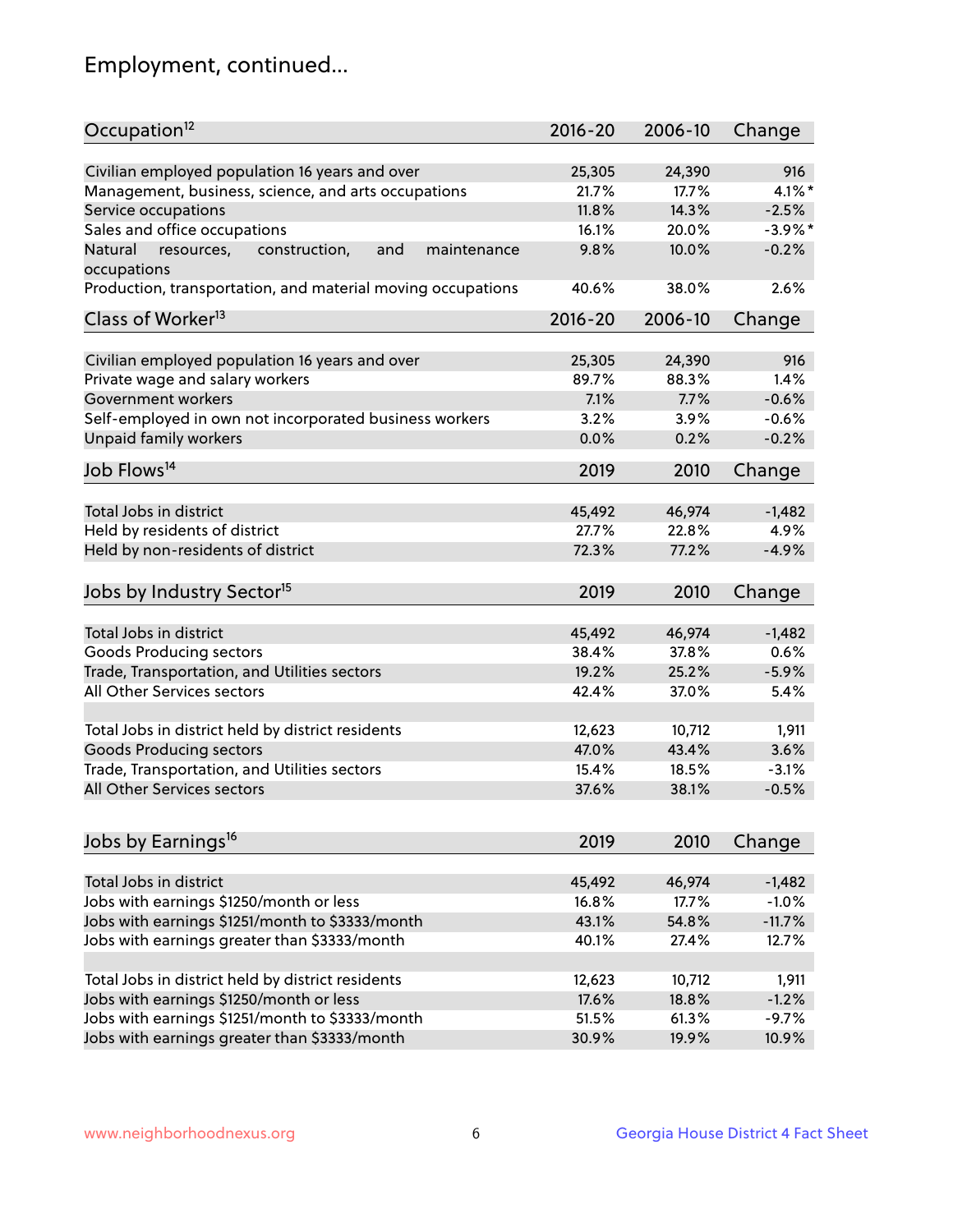# Employment, continued...

| Occupation[12] | 2016-20 | 2006-10 | Change |
|---|---|---|---|
| Civilian employed population 16 years and over | 25,305 | 24,390 | 916 |
| Management, business, science, and arts occupations | 21.7% | 17.7% | 4.1%* |
| Service occupations | 11.8% | 14.3% | -2.5% |
| Sales and office occupations | 16.1% | 20.0% | -3.9%* |
| Natural resources, construction, and maintenance occupations | 9.8% | 10.0% | -0.2% |
| Production, transportation, and material moving occupations | 40.6% | 38.0% | 2.6% |

| Class of Worker[13] | 2016-20 | 2006-10 | Change |
|---|---|---|---|
| Civilian employed population 16 years and over | 25,305 | 24,390 | 916 |
| Private wage and salary workers | 89.7% | 88.3% | 1.4% |
| Government workers | 7.1% | 7.7% | -0.6% |
| Self-employed in own not incorporated business workers | 3.2% | 3.9% | -0.6% |
| Unpaid family workers | 0.0% | 0.2% | -0.2% |

| Job Flows[14] | 2019 | 2010 | Change |
|---|---|---|---|
| Total Jobs in district | 45,492 | 46,974 | -1,482 |
| Held by residents of district | 27.7% | 22.8% | 4.9% |
| Held by non-residents of district | 72.3% | 77.2% | -4.9% |

| Jobs by Industry Sector[15] | 2019 | 2010 | Change |
|---|---|---|---|
| Total Jobs in district | 45,492 | 46,974 | -1,482 |
| Goods Producing sectors | 38.4% | 37.8% | 0.6% |
| Trade, Transportation, and Utilities sectors | 19.2% | 25.2% | -5.9% |
| All Other Services sectors | 42.4% | 37.0% | 5.4% |
| | | | |
| Total Jobs in district held by district residents | 12,623 | 10,712 | 1,911 |
| Goods Producing sectors | 47.0% | 43.4% | 3.6% |
| Trade, Transportation, and Utilities sectors | 15.4% | 18.5% | -3.1% |
| All Other Services sectors | 37.6% | 38.1% | -0.5% |

| Jobs by Earnings[16] | 2019 | 2010 | Change |
|---|---|---|---|
| Total Jobs in district | 45,492 | 46,974 | -1,482 |
| Jobs with earnings $1250/month or less | 16.8% | 17.7% | -1.0% |
| Jobs with earnings $1251/month to $3333/month | 43.1% | 54.8% | -11.7% |
| Jobs with earnings greater than $3333/month | 40.1% | 27.4% | 12.7% |
| | | | |
| Total Jobs in district held by district residents | 12,623 | 10,712 | 1,911 |
| Jobs with earnings $1250/month or less | 17.6% | 18.8% | -1.2% |
| Jobs with earnings $1251/month to $3333/month | 51.5% | 61.3% | -9.7% |
| Jobs with earnings greater than $3333/month | 30.9% | 19.9% | 10.9% |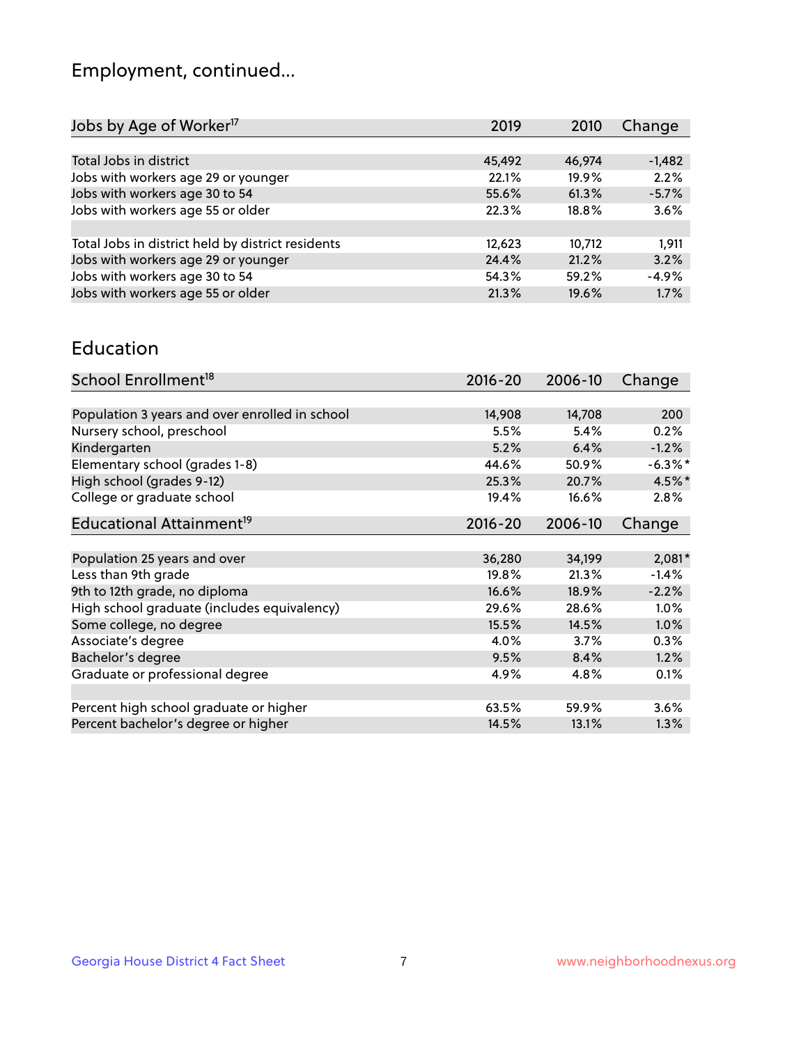## Employment, continued...

| Jobs by Age of Worker[17] | 2019 | 2010 | Change |
|---|---|---|---|
| Total Jobs in district | 45,492 | 46,974 | -1,482 |
| Jobs with workers age 29 or younger | 22.1% | 19.9% | 2.2% |
| Jobs with workers age 30 to 54 | 55.6% | 61.3% | -5.7% |
| Jobs with workers age 55 or older | 22.3% | 18.8% | 3.6% |
| | | | |
| Total Jobs in district held by district residents | 12,623 | 10,712 | 1,911 |
| Jobs with workers age 29 or younger | 24.4% | 21.2% | 3.2% |
| Jobs with workers age 30 to 54 | 54.3% | 59.2% | -4.9% |
| Jobs with workers age 55 or older | 21.3% | 19.6% | 1.7% |

## Education

| School Enrollment[18] | 2016-20 | 2006-10 | Change |
|---|---|---|---|
| Population 3 years and over enrolled in school | 14,908 | 14,708 | 200 |
| Nursery school, preschool | 5.5% | 5.4% | 0.2% |
| Kindergarten | 5.2% | 6.4% | -1.2% |
| Elementary school (grades 1-8) | 44.6% | 50.9% | -6.3%* |
| High school (grades 9-12) | 25.3% | 20.7% | 4.5%* |
| College or graduate school | 19.4% | 16.6% | 2.8% |

| Educational Attainment[19] | 2016-20 | 2006-10 | Change |
|---|---|---|---|
| Population 25 years and over | 36,280 | 34,199 | 2,081* |
| Less than 9th grade | 19.8% | 21.3% | -1.4% |
| 9th to 12th grade, no diploma | 16.6% | 18.9% | -2.2% |
| High school graduate (includes equivalency) | 29.6% | 28.6% | 1.0% |
| Some college, no degree | 15.5% | 14.5% | 1.0% |
| Associate's degree | 4.0% | 3.7% | 0.3% |
| Bachelor's degree | 9.5% | 8.4% | 1.2% |
| Graduate or professional degree | 4.9% | 4.8% | 0.1% |
| | | | |
| Percent high school graduate or higher | 63.5% | 59.9% | 3.6% |
| Percent bachelor's degree or higher | 14.5% | 13.1% | 1.3% |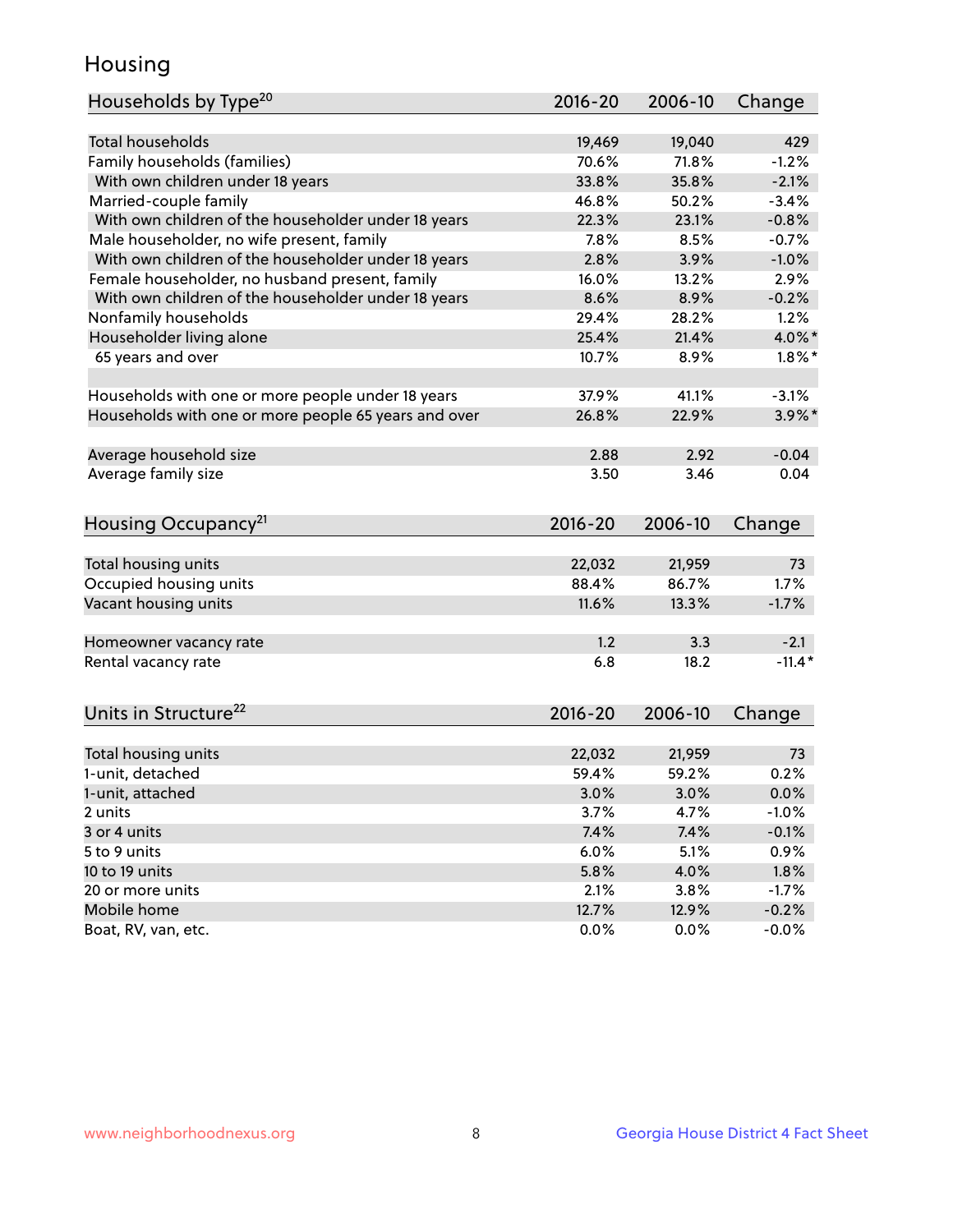# Housing

| Households by Type[20] | 2016-20 | 2006-10 | Change |
|---|---|---|---|
| Total households | 19,469 | 19,040 | 429 |
| Family households (families) | 70.6% | 71.8% | -1.2% |
| With own children under 18 years | 33.8% | 35.8% | -2.1% |
| Married-couple family | 46.8% | 50.2% | -3.4% |
| With own children of the householder under 18 years | 22.3% | 23.1% | -0.8% |
| Male householder, no wife present, family | 7.8% | 8.5% | -0.7% |
| With own children of the householder under 18 years | 2.8% | 3.9% | -1.0% |
| Female householder, no husband present, family | 16.0% | 13.2% | 2.9% |
| With own children of the householder under 18 years | 8.6% | 8.9% | -0.2% |
| Nonfamily households | 29.4% | 28.2% | 1.2% |
| Householder living alone | 25.4% | 21.4% | 4.0%* |
| 65 years and over | 10.7% | 8.9% | 1.8%* |
| | | | |
| Households with one or more people under 18 years | 37.9% | 41.1% | -3.1% |
| Households with one or more people 65 years and over | 26.8% | 22.9% | 3.9%* |
| | | | |
| Average household size | 2.88 | 2.92 | -0.04 |
| Average family size | 3.50 | 3.46 | 0.04 |

| Housing Occupancy[21] | 2016-20 | 2006-10 | Change |
|---|---|---|---|
| Total housing units | 22,032 | 21,959 | 73 |
| Occupied housing units | 88.4% | 86.7% | 1.7% |
| Vacant housing units | 11.6% | 13.3% | -1.7% |
| | | | |
| Homeowner vacancy rate | 1.2 | 3.3 | -2.1 |
| Rental vacancy rate | 6.8 | 18.2 | -11.4* |

| Units in Structure[22] | 2016-20 | 2006-10 | Change |
|---|---|---|---|
| Total housing units | 22,032 | 21,959 | 73 |
| 1-unit, detached | 59.4% | 59.2% | 0.2% |
| 1-unit, attached | 3.0% | 3.0% | 0.0% |
| 2 units | 3.7% | 4.7% | -1.0% |
| 3 or 4 units | 7.4% | 7.4% | -0.1% |
| 5 to 9 units | 6.0% | 5.1% | 0.9% |
| 10 to 19 units | 5.8% | 4.0% | 1.8% |
| 20 or more units | 2.1% | 3.8% | -1.7% |
| Mobile home | 12.7% | 12.9% | -0.2% |
| Boat, RV, van, etc. | 0.0% | 0.0% | -0.0% |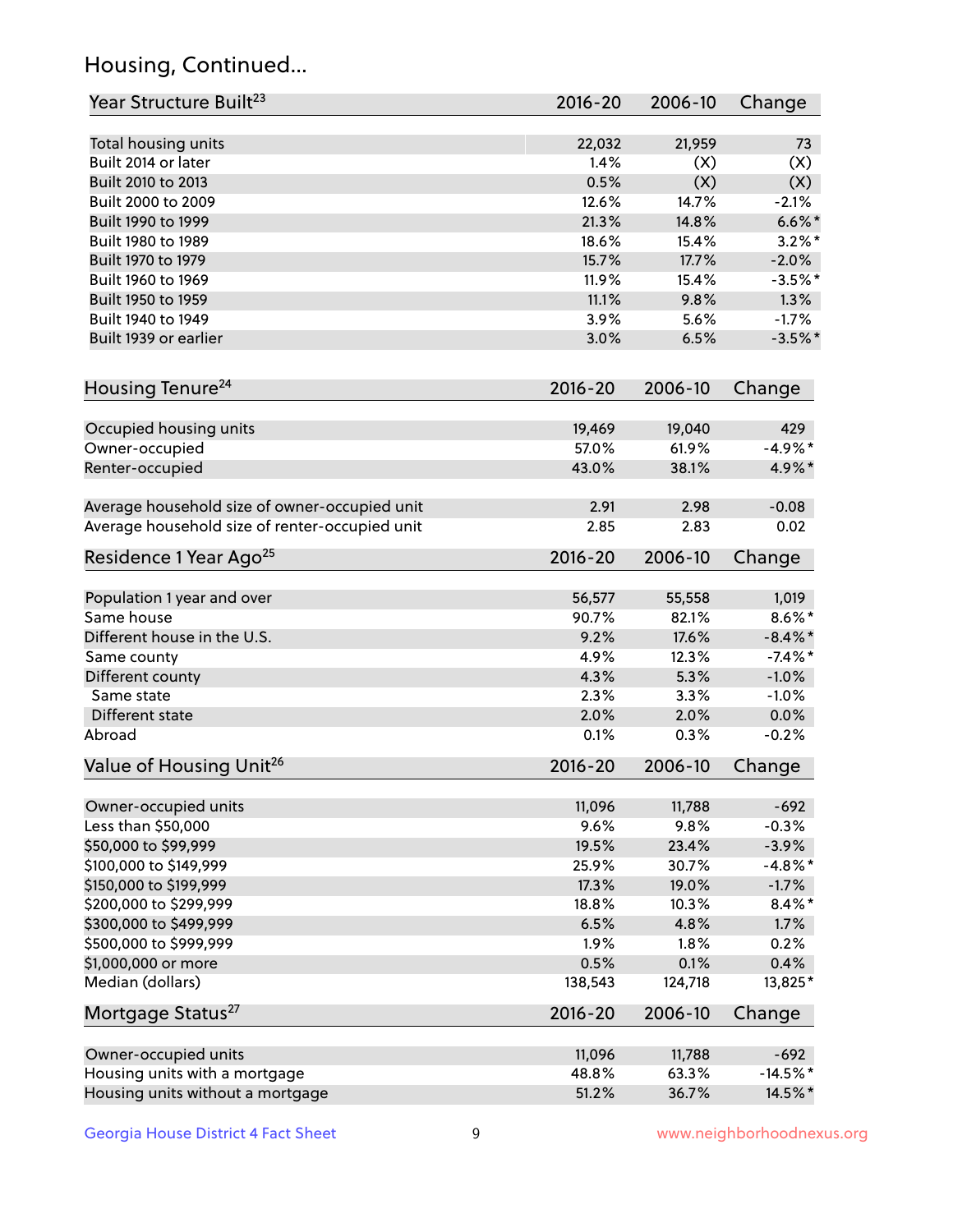# Housing, Continued...

| Year Structure Built[23] | 2016-20 | 2006-10 | Change |
|---|---|---|---|
| Total housing units | 22,032 | 21,959 | 73 |
| Built 2014 or later | 1.4% | (X) | (X) |
| Built 2010 to 2013 | 0.5% | (X) | (X) |
| Built 2000 to 2009 | 12.6% | 14.7% | -2.1% |
| Built 1990 to 1999 | 21.3% | 14.8% | 6.6%* |
| Built 1980 to 1989 | 18.6% | 15.4% | 3.2%* |
| Built 1970 to 1979 | 15.7% | 17.7% | -2.0% |
| Built 1960 to 1969 | 11.9% | 15.4% | -3.5%* |
| Built 1950 to 1959 | 11.1% | 9.8% | 1.3% |
| Built 1940 to 1949 | 3.9% | 5.6% | -1.7% |
| Built 1939 or earlier | 3.0% | 6.5% | -3.5%* |

| Housing Tenure[24] | 2016-20 | 2006-10 | Change |
|---|---|---|---|
| Occupied housing units | 19,469 | 19,040 | 429 |
| Owner-occupied | 57.0% | 61.9% | -4.9%* |
| Renter-occupied | 43.0% | 38.1% | 4.9%* |
| Average household size of owner-occupied unit | 2.91 | 2.98 | -0.08 |
| Average household size of renter-occupied unit | 2.85 | 2.83 | 0.02 |

| Residence 1 Year Ago[25] | 2016-20 | 2006-10 | Change |
|---|---|---|---|
| Population 1 year and over | 56,577 | 55,558 | 1,019 |
| Same house | 90.7% | 82.1% | 8.6%* |
| Different house in the U.S. | 9.2% | 17.6% | -8.4%* |
| Same county | 4.9% | 12.3% | -7.4%* |
| Different county | 4.3% | 5.3% | -1.0% |
| Same state | 2.3% | 3.3% | -1.0% |
| Different state | 2.0% | 2.0% | 0.0% |
| Abroad | 0.1% | 0.3% | -0.2% |

| Value of Housing Unit[26] | 2016-20 | 2006-10 | Change |
|---|---|---|---|
| Owner-occupied units | 11,096 | 11,788 | -692 |
| Less than $50,000 | 9.6% | 9.8% | -0.3% |
| $50,000 to $99,999 | 19.5% | 23.4% | -3.9% |
| $100,000 to $149,999 | 25.9% | 30.7% | -4.8%* |
| $150,000 to $199,999 | 17.3% | 19.0% | -1.7% |
| $200,000 to $299,999 | 18.8% | 10.3% | 8.4%* |
| $300,000 to $499,999 | 6.5% | 4.8% | 1.7% |
| $500,000 to $999,999 | 1.9% | 1.8% | 0.2% |
| $1,000,000 or more | 0.5% | 0.1% | 0.4% |
| Median (dollars) | 138,543 | 124,718 | 13,825* |

| Mortgage Status[27] | 2016-20 | 2006-10 | Change |
|---|---|---|---|
| Owner-occupied units | 11,096 | 11,788 | -692 |
| Housing units with a mortgage | 48.8% | 63.3% | -14.5%* |
| Housing units without a mortgage | 51.2% | 36.7% | 14.5%* |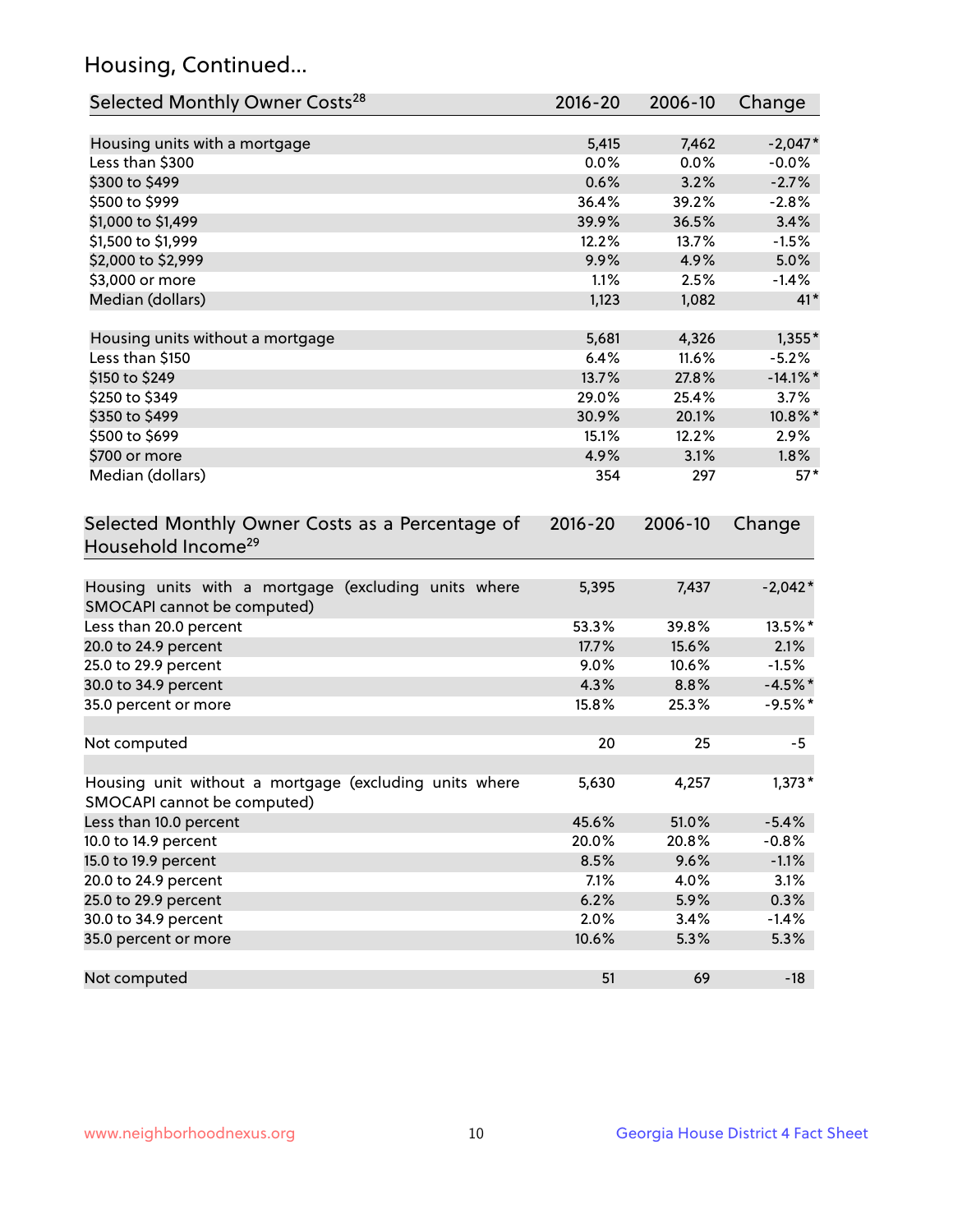## Housing, Continued...

| Selected Monthly Owner Costs[28] | 2016-20 | 2006-10 | Change |
|---|---|---|---|
| Housing units with a mortgage | 5,415 | 7,462 | -2,047* |
| Less than $300 | 0.0% | 0.0% | -0.0% |
| $300 to $499 | 0.6% | 3.2% | -2.7% |
| $500 to $999 | 36.4% | 39.2% | -2.8% |
| $1,000 to $1,499 | 39.9% | 36.5% | 3.4% |
| $1,500 to $1,999 | 12.2% | 13.7% | -1.5% |
| $2,000 to $2,999 | 9.9% | 4.9% | 5.0% |
| $3,000 or more | 1.1% | 2.5% | -1.4% |
| Median (dollars) | 1,123 | 1,082 | 41* |
| | | | |
| Housing units without a mortgage | 5,681 | 4,326 | 1,355* |
| Less than $150 | 6.4% | 11.6% | -5.2% |
| $150 to $249 | 13.7% | 27.8% | -14.1%* |
| $250 to $349 | 29.0% | 25.4% | 3.7% |
| $350 to $499 | 30.9% | 20.1% | 10.8%* |
| $500 to $699 | 15.1% | 12.2% | 2.9% |
| $700 or more | 4.9% | 3.1% | 1.8% |
| Median (dollars) | 354 | 297 | 57* |

| Selected Monthly Owner Costs as a Percentage of Household Income[29] | 2016-20 | 2006-10 | Change |
|---|---|---|---|
| Housing units with a mortgage (excluding units where SMOCAPI cannot be computed) | 5,395 | 7,437 | -2,042* |
| Less than 20.0 percent | 53.3% | 39.8% | 13.5%* |
| 20.0 to 24.9 percent | 17.7% | 15.6% | 2.1% |
| 25.0 to 29.9 percent | 9.0% | 10.6% | -1.5% |
| 30.0 to 34.9 percent | 4.3% | 8.8% | -4.5%* |
| 35.0 percent or more | 15.8% | 25.3% | -9.5%* |
| | | | |
| Not computed | 20 | 25 | -5 |
| | | | |
| Housing unit without a mortgage (excluding units where SMOCAPI cannot be computed) | 5,630 | 4,257 | 1,373* |
| Less than 10.0 percent | 45.6% | 51.0% | -5.4% |
| 10.0 to 14.9 percent | 20.0% | 20.8% | -0.8% |
| 15.0 to 19.9 percent | 8.5% | 9.6% | -1.1% |
| 20.0 to 24.9 percent | 7.1% | 4.0% | 3.1% |
| 25.0 to 29.9 percent | 6.2% | 5.9% | 0.3% |
| 30.0 to 34.9 percent | 2.0% | 3.4% | -1.4% |
| 35.0 percent or more | 10.6% | 5.3% | 5.3% |
| | | | |
| Not computed | 51 | 69 | -18 |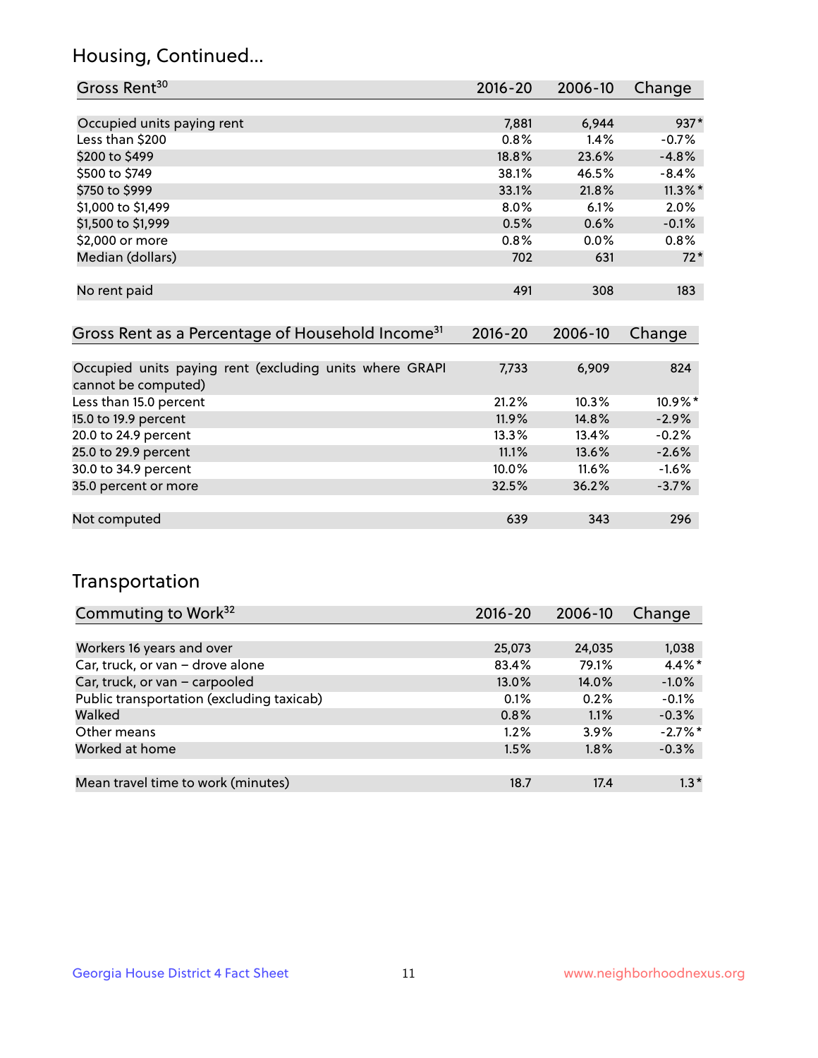## Housing, Continued...

| Gross Rent[30] | 2016-20 | 2006-10 | Change |
|---|---|---|---|
| Occupied units paying rent | 7,881 | 6,944 | 937* |
| Less than $200 | 0.8% | 1.4% | -0.7% |
| $200 to $499 | 18.8% | 23.6% | -4.8% |
| $500 to $749 | 38.1% | 46.5% | -8.4% |
| $750 to $999 | 33.1% | 21.8% | 11.3%* |
| $1,000 to $1,499 | 8.0% | 6.1% | 2.0% |
| $1,500 to $1,999 | 0.5% | 0.6% | -0.1% |
| $2,000 or more | 0.8% | 0.0% | 0.8% |
| Median (dollars) | 702 | 631 | 72* |
| No rent paid | 491 | 308 | 183 |

| Gross Rent as a Percentage of Household Income[31] | 2016-20 | 2006-10 | Change |
|---|---|---|---|
| Occupied units paying rent (excluding units where GRAPI cannot be computed) | 7,733 | 6,909 | 824 |
| Less than 15.0 percent | 21.2% | 10.3% | 10.9%* |
| 15.0 to 19.9 percent | 11.9% | 14.8% | -2.9% |
| 20.0 to 24.9 percent | 13.3% | 13.4% | -0.2% |
| 25.0 to 29.9 percent | 11.1% | 13.6% | -2.6% |
| 30.0 to 34.9 percent | 10.0% | 11.6% | -1.6% |
| 35.0 percent or more | 32.5% | 36.2% | -3.7% |
| Not computed | 639 | 343 | 296 |

## Transportation

| Commuting to Work[32] | 2016-20 | 2006-10 | Change |
|---|---|---|---|
| Workers 16 years and over | 25,073 | 24,035 | 1,038 |
| Car, truck, or van – drove alone | 83.4% | 79.1% | 4.4%* |
| Car, truck, or van – carpooled | 13.0% | 14.0% | -1.0% |
| Public transportation (excluding taxicab) | 0.1% | 0.2% | -0.1% |
| Walked | 0.8% | 1.1% | -0.3% |
| Other means | 1.2% | 3.9% | -2.7%* |
| Worked at home | 1.5% | 1.8% | -0.3% |
| Mean travel time to work (minutes) | 18.7 | 17.4 | 1.3* |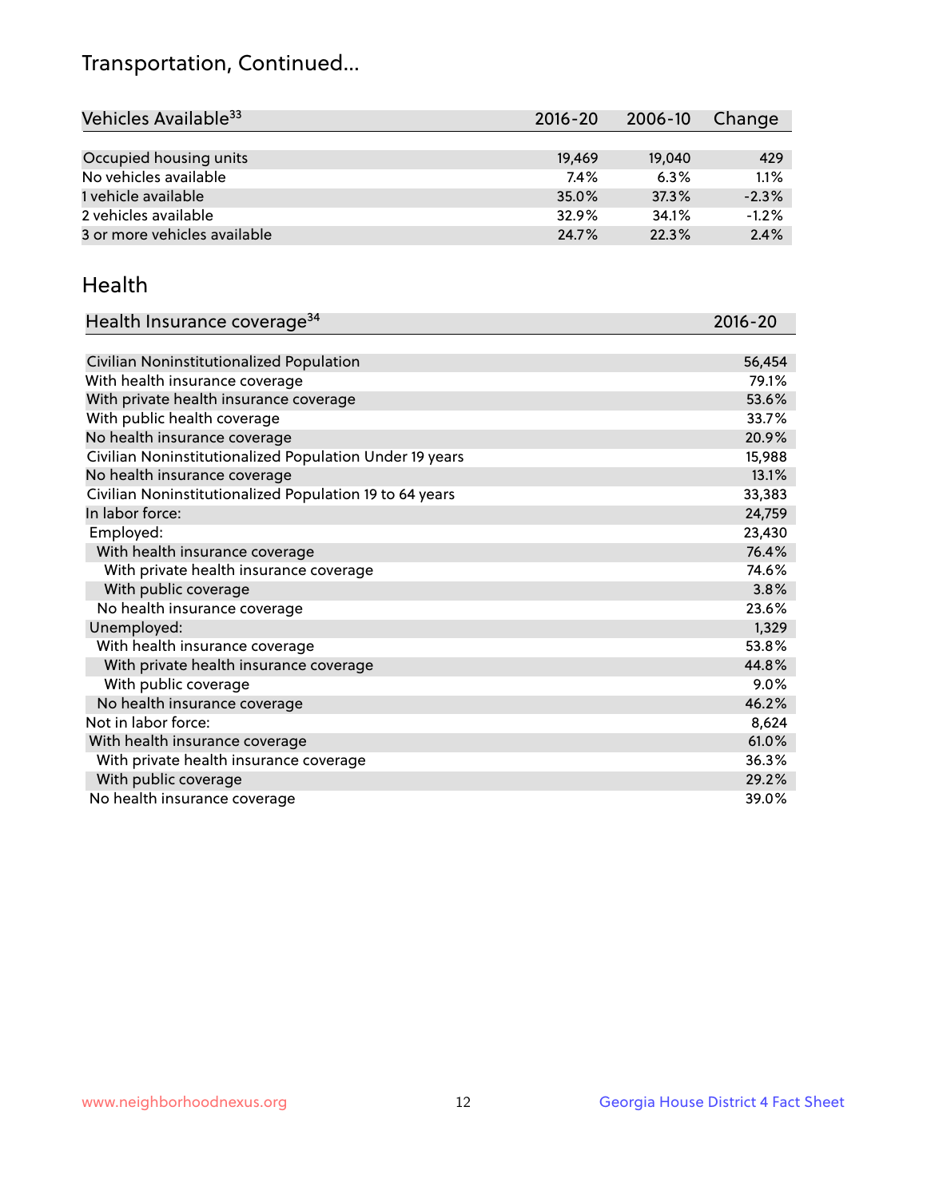# Transportation, Continued...

| Vehicles Available[33] | 2016-20 | 2006-10 | Change |
|---|---|---|---|
| Occupied housing units | 19,469 | 19,040 | 429 |
| No vehicles available | 7.4% | 6.3% | 1.1% |
| 1 vehicle available | 35.0% | 37.3% | -2.3% |
| 2 vehicles available | 32.9% | 34.1% | -1.2% |
| 3 or more vehicles available | 24.7% | 22.3% | 2.4% |

## Health

| Health Insurance coverage[34] | 2016-20 |
|---|---|
| Civilian Noninstitutionalized Population | 56,454 |
| With health insurance coverage | 79.1% |
| With private health insurance coverage | 53.6% |
| With public health coverage | 33.7% |
| No health insurance coverage | 20.9% |
| Civilian Noninstitutionalized Population Under 19 years | 15,988 |
| No health insurance coverage | 13.1% |
| Civilian Noninstitutionalized Population 19 to 64 years | 33,383 |
| In labor force: | 24,759 |
| Employed: | 23,430 |
| With health insurance coverage | 76.4% |
| With private health insurance coverage | 74.6% |
| With public coverage | 3.8% |
| No health insurance coverage | 23.6% |
| Unemployed: | 1,329 |
| With health insurance coverage | 53.8% |
| With private health insurance coverage | 44.8% |
| With public coverage | 9.0% |
| No health insurance coverage | 46.2% |
| Not in labor force: | 8,624 |
| With health insurance coverage | 61.0% |
| With private health insurance coverage | 36.3% |
| With public coverage | 29.2% |
| No health insurance coverage | 39.0% |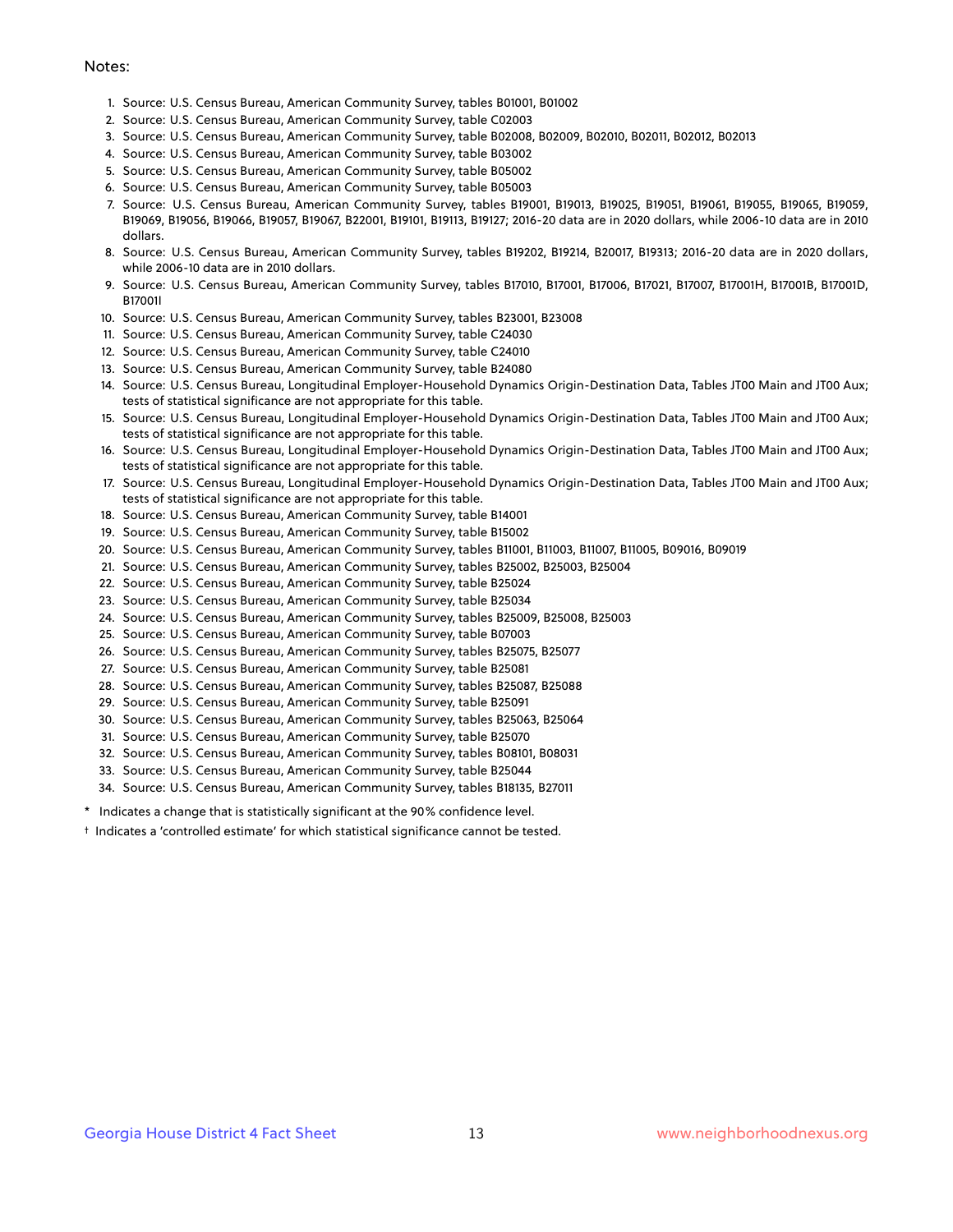Notes:

1. Source: U.S. Census Bureau, American Community Survey, tables B01001, B01002
2. Source: U.S. Census Bureau, American Community Survey, table C02003
3. Source: U.S. Census Bureau, American Community Survey, table B02008, B02009, B02010, B02011, B02012, B02013
4. Source: U.S. Census Bureau, American Community Survey, table B03002
5. Source: U.S. Census Bureau, American Community Survey, table B05002
6. Source: U.S. Census Bureau, American Community Survey, table B05003
7. Source: U.S. Census Bureau, American Community Survey, tables B19001, B19013, B19025, B19051, B19061, B19055, B19065, B19059, B19069, B19056, B19066, B19057, B19067, B22001, B19101, B19113, B19127; 2016-20 data are in 2020 dollars, while 2006-10 data are in 2010 dollars.
8. Source: U.S. Census Bureau, American Community Survey, tables B19202, B19214, B20017, B19313; 2016-20 data are in 2020 dollars, while 2006-10 data are in 2010 dollars.
9. Source: U.S. Census Bureau, American Community Survey, tables B17010, B17001, B17006, B17021, B17007, B17001H, B17001B, B17001D, B17001I
10. Source: U.S. Census Bureau, American Community Survey, tables B23001, B23008
11. Source: U.S. Census Bureau, American Community Survey, table C24030
12. Source: U.S. Census Bureau, American Community Survey, table C24010
13. Source: U.S. Census Bureau, American Community Survey, table B24080
14. Source: U.S. Census Bureau, Longitudinal Employer-Household Dynamics Origin-Destination Data, Tables JT00 Main and JT00 Aux; tests of statistical significance are not appropriate for this table.
15. Source: U.S. Census Bureau, Longitudinal Employer-Household Dynamics Origin-Destination Data, Tables JT00 Main and JT00 Aux; tests of statistical significance are not appropriate for this table.
16. Source: U.S. Census Bureau, Longitudinal Employer-Household Dynamics Origin-Destination Data, Tables JT00 Main and JT00 Aux; tests of statistical significance are not appropriate for this table.
17. Source: U.S. Census Bureau, Longitudinal Employer-Household Dynamics Origin-Destination Data, Tables JT00 Main and JT00 Aux; tests of statistical significance are not appropriate for this table.
18. Source: U.S. Census Bureau, American Community Survey, table B14001
19. Source: U.S. Census Bureau, American Community Survey, table B15002
20. Source: U.S. Census Bureau, American Community Survey, tables B11001, B11003, B11007, B11005, B09016, B09019
21. Source: U.S. Census Bureau, American Community Survey, tables B25002, B25003, B25004
22. Source: U.S. Census Bureau, American Community Survey, table B25024
23. Source: U.S. Census Bureau, American Community Survey, table B25034
24. Source: U.S. Census Bureau, American Community Survey, tables B25009, B25008, B25003
25. Source: U.S. Census Bureau, American Community Survey, table B07003
26. Source: U.S. Census Bureau, American Community Survey, tables B25075, B25077
27. Source: U.S. Census Bureau, American Community Survey, table B25081
28. Source: U.S. Census Bureau, American Community Survey, tables B25087, B25088
29. Source: U.S. Census Bureau, American Community Survey, table B25091
30. Source: U.S. Census Bureau, American Community Survey, tables B25063, B25064
31. Source: U.S. Census Bureau, American Community Survey, table B25070
32. Source: U.S. Census Bureau, American Community Survey, tables B08101, B08031
33. Source: U.S. Census Bureau, American Community Survey, table B25044
34. Source: U.S. Census Bureau, American Community Survey, tables B18135, B27011

\* Indicates a change that is statistically significant at the 90% confidence level.

† Indicates a 'controlled estimate' for which statistical significance cannot be tested.